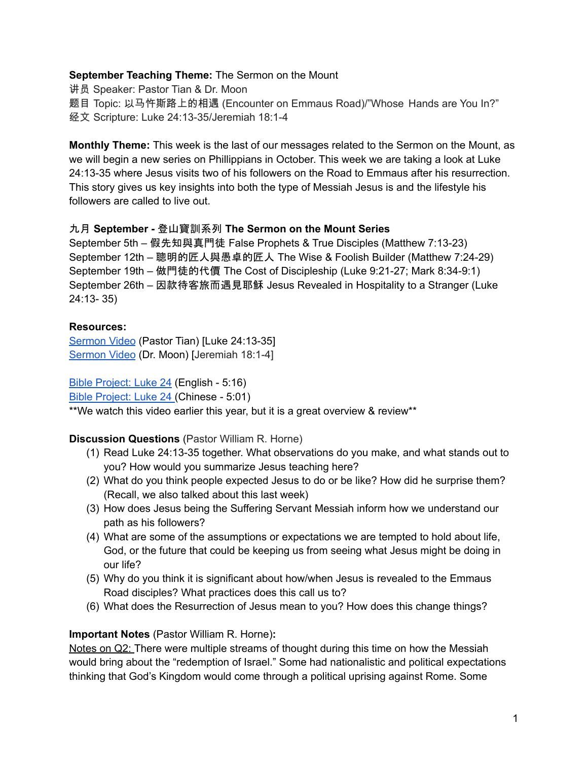**September Teaching Theme:** The Sermon on the Mount
讲员 Speaker: Pastor Tian & Dr. Moon
题目 Topic: 以马忤斯路上的相遇 (Encounter on Emmaus Road)/"Whose Hands are You In?"
经文 Scripture: Luke 24:13-35/Jeremiah 18:1-4

**Monthly Theme:** This week is the last of our messages related to the Sermon on the Mount, as we will begin a new series on Phillippians in October. This week we are taking a look at Luke 24:13-35 where Jesus visits two of his followers on the Road to Emmaus after his resurrection. This story gives us key insights into both the type of Messiah Jesus is and the lifestyle his followers are called to live out.

**九月 September - 登山寶訓系列 The Sermon on the Mount Series**
September 5th – 假先知與真門徒 False Prophets & True Disciples (Matthew 7:13-23)
September 12th – 聰明的匠人與愚卓的匠人 The Wise & Foolish Builder (Matthew 7:24-29)
September 19th – 做門徒的代價 The Cost of Discipleship (Luke 9:21-27; Mark 8:34-9:1)
September 26th – 因款待客旅而遇見耶穌 Jesus Revealed in Hospitality to a Stranger (Luke 24:13- 35)

**Resources:**
Sermon Video (Pastor Tian) [Luke 24:13-35]
Sermon Video (Dr. Moon) [Jeremiah 18:1-4]

Bible Project: Luke 24 (English - 5:16)
Bible Project: Luke 24 (Chinese - 5:01)
**We watch this video earlier this year, but it is a great overview & review**

**Discussion Questions** (Pastor William R. Horne)

1. Read Luke 24:13-35 together. What observations do you make, and what stands out to you? How would you summarize Jesus teaching here?
2. What do you think people expected Jesus to do or be like? How did he surprise them? (Recall, we also talked about this last week)
3. How does Jesus being the Suffering Servant Messiah inform how we understand our path as his followers?
4. What are some of the assumptions or expectations we are tempted to hold about life, God, or the future that could be keeping us from seeing what Jesus might be doing in our life?
5. Why do you think it is significant about how/when Jesus is revealed to the Emmaus Road disciples? What practices does this call us to?
6. What does the Resurrection of Jesus mean to you? How does this change things?

**Important Notes** (Pastor William R. Horne)**:**
Notes on Q2: There were multiple streams of thought during this time on how the Messiah would bring about the "redemption of Israel." Some had nationalistic and political expectations thinking that God's Kingdom would come through a political uprising against Rome. Some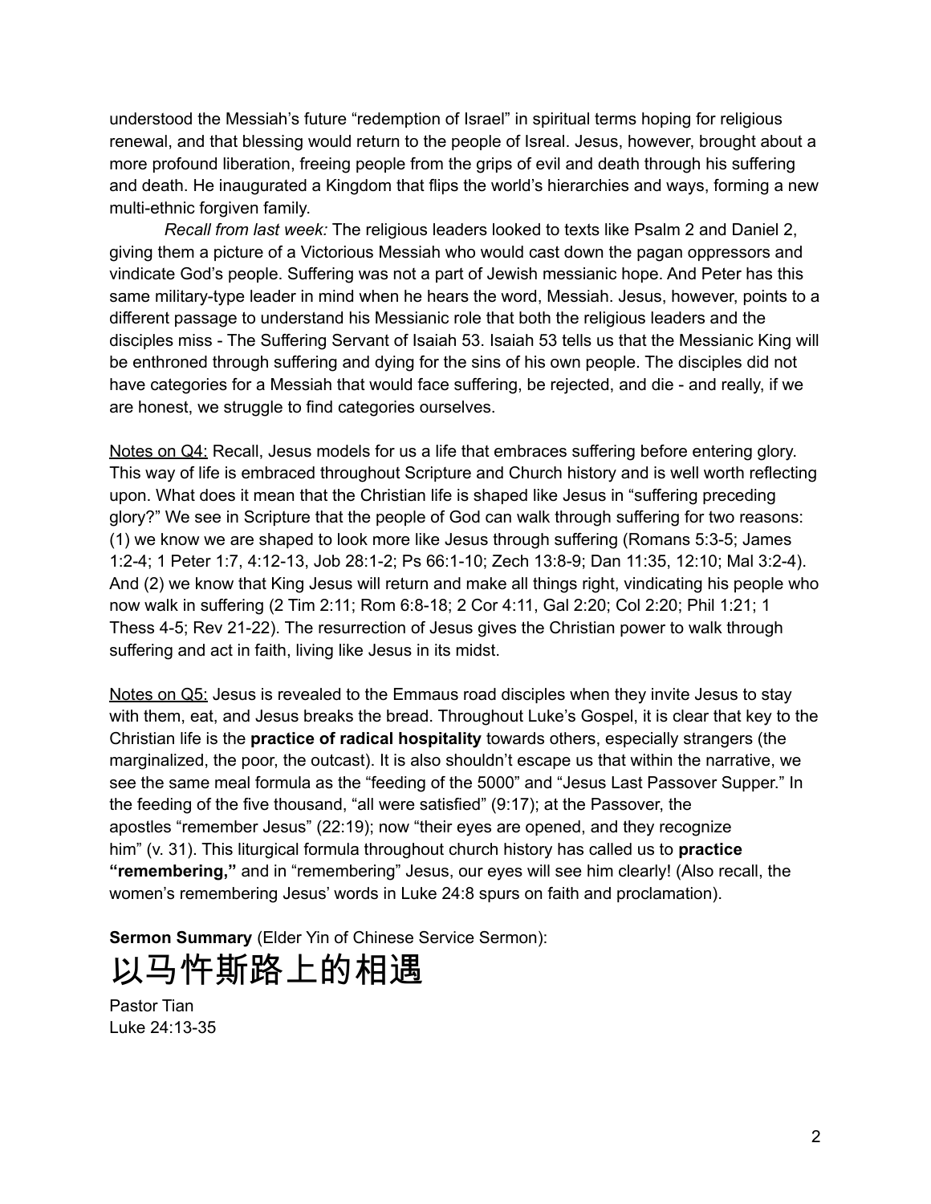understood the Messiah's future "redemption of Israel" in spiritual terms hoping for religious renewal, and that blessing would return to the people of Isreal. Jesus, however, brought about a more profound liberation, freeing people from the grips of evil and death through his suffering and death. He inaugurated a Kingdom that flips the world's hierarchies and ways, forming a new multi-ethnic forgiven family.

*Recall from last week:* The religious leaders looked to texts like Psalm 2 and Daniel 2, giving them a picture of a Victorious Messiah who would cast down the pagan oppressors and vindicate God's people. Suffering was not a part of Jewish messianic hope. And Peter has this same military-type leader in mind when he hears the word, Messiah. Jesus, however, points to a different passage to understand his Messianic role that both the religious leaders and the disciples miss - The Suffering Servant of Isaiah 53. Isaiah 53 tells us that the Messianic King will be enthroned through suffering and dying for the sins of his own people. The disciples did not have categories for a Messiah that would face suffering, be rejected, and die - and really, if we are honest, we struggle to find categories ourselves.

<u>Notes on Q4:</u> Recall, Jesus models for us a life that embraces suffering before entering glory. This way of life is embraced throughout Scripture and Church history and is well worth reflecting upon. What does it mean that the Christian life is shaped like Jesus in "suffering preceding glory?" We see in Scripture that the people of God can walk through suffering for two reasons: (1) we know we are shaped to look more like Jesus through suffering (Romans 5:3-5; James 1:2-4; 1 Peter 1:7, 4:12-13, Job 28:1-2; Ps 66:1-10; Zech 13:8-9; Dan 11:35, 12:10; Mal 3:2-4). And (2) we know that King Jesus will return and make all things right, vindicating his people who now walk in suffering (2 Tim 2:11; Rom 6:8-18; 2 Cor 4:11, Gal 2:20; Col 2:20; Phil 1:21; 1 Thess 4-5; Rev 21-22). The resurrection of Jesus gives the Christian power to walk through suffering and act in faith, living like Jesus in its midst.

<u>Notes on Q5:</u> Jesus is revealed to the Emmaus road disciples when they invite Jesus to stay with them, eat, and Jesus breaks the bread. Throughout Luke's Gospel, it is clear that key to the Christian life is the **practice of radical hospitality** towards others, especially strangers (the marginalized, the poor, the outcast). It is also shouldn't escape us that within the narrative, we see the same meal formula as the "feeding of the 5000" and "Jesus Last Passover Supper." In the feeding of the five thousand, "all were satisfied" (9:17); at the Passover, the apostles "remember Jesus" (22:19); now "their eyes are opened, and they recognize him" (v. 31). This liturgical formula throughout church history has called us to **practice "remembering,"** and in "remembering" Jesus, our eyes will see him clearly! (Also recall, the women's remembering Jesus' words in Luke 24:8 spurs on faith and proclamation).

**Sermon Summary** (Elder Yin of Chinese Service Sermon):

# 以马忤斯路上的相遇

Pastor Tian
Luke 24:13-35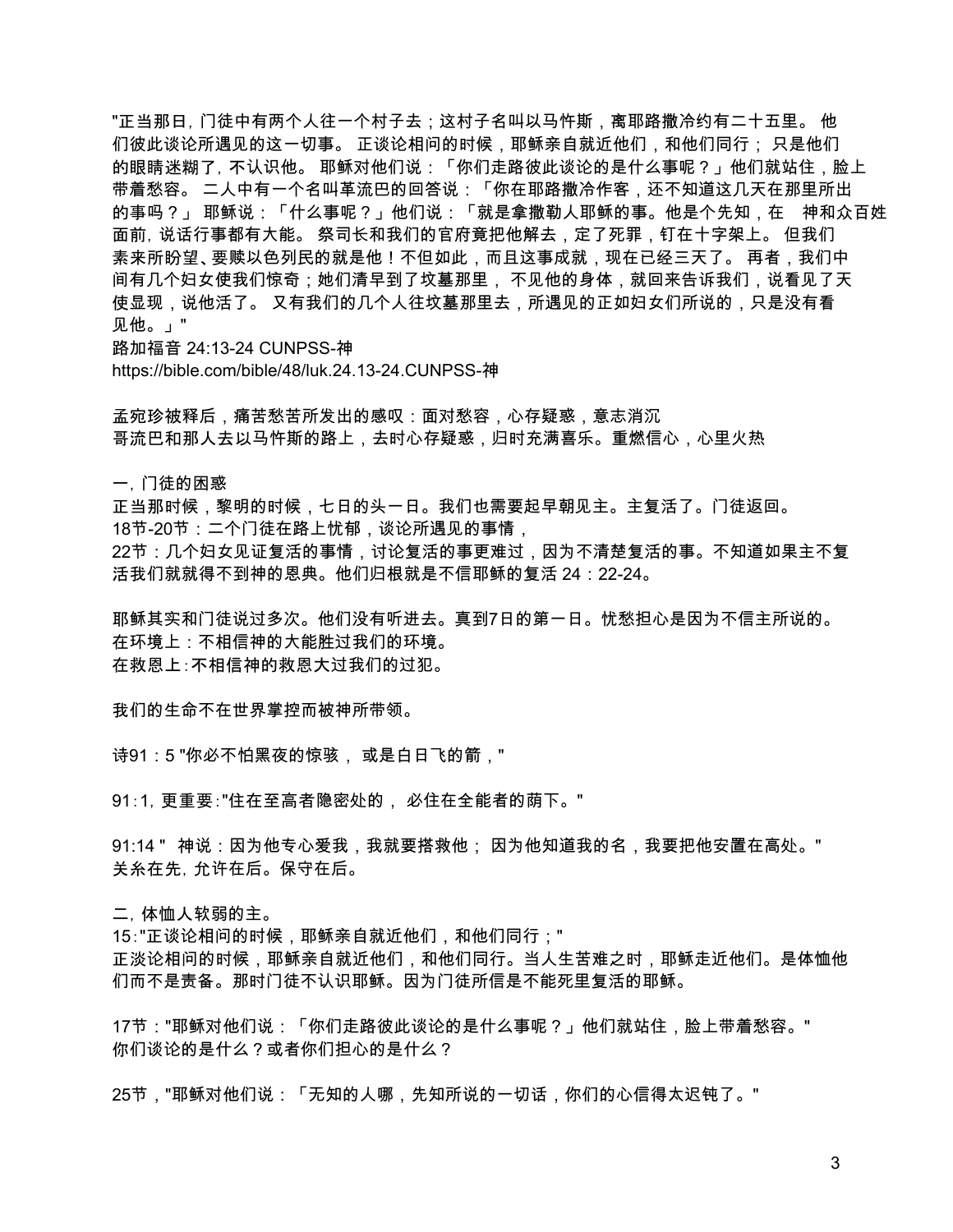"正当那日，门徒中有两个人往一个村子去；这村子名叫以马忤斯，离耶路撒冷约有二十五里。 他们彼此谈论所遇见的这一切事。 正谈论相问的时候，耶稣亲自就近他们，和他们同行； 只是他们的眼睛迷糊了，不认识他。 耶稣对他们说：「你们走路彼此谈论的是什么事呢？」他们就站住，脸上带着愁容。 二人中有一个名叫革流巴的回答说：「你在耶路撒冷作客，还不知道这几天在那里所出的事吗？」 耶稣说：「什么事呢？」他们说：「就是拿撒勒人耶稣的事。他是个先知，在　神和众百姓面前，说话行事都有大能。 祭司长和我们的官府竟把他解去，定了死罪，钉在十字架上。 但我们素来所盼望、要赎以色列民的就是他！不但如此，而且这事成就，现在已经三天了。 再者，我们中间有几个妇女使我们惊奇；她们清早到了坟墓那里， 不见他的身体，就回来告诉我们，说看见了天使显现，说他活了。 又有我们的几个人往坟墓那里去，所遇见的正如妇女们所说的，只是没有看见他。」"
路加福音 24:13-24 CUNPSS-神
https://bible.com/bible/48/luk.24.13-24.CUNPSS-神

孟宛珍被释后，痛苦愁苦所发出的感叹：面对愁容，心存疑惑，意志消沉
哥流巴和那人去以马忤斯的路上，去时心存疑惑，归时充满喜乐。重燃信心，心里火热

一，门徒的困惑
正当那时候，黎明的时候，七日的头一日。我们也需要起早朝见主。主复活了。门徒返回。
18节-20节：二个门徒在路上忧郁，谈论所遇见的事情，
22节：几个妇女见证复活的事情，讨论复活的事更难过，因为不清楚复活的事。不知道如果主不复活我们就就得不到神的恩典。他们归根就是不信耶稣的复活 24：22-24。

耶稣其实和门徒说过多次。他们没有听进去。真到7日的第一日。忧愁担心是因为不信主所说的。
在环境上：不相信神的大能胜过我们的环境。
在救恩上:不相信神的救恩大过我们的过犯。

我们的生命不在世界掌控而被神所带领。

诗91：5 "你必不怕黑夜的惊骇， 或是白日飞的箭，"

91:1，更重要:"住在至高者隐密处的， 必住在全能者的荫下。"

91:14 "　神说：因为他专心爱我，我就要搭救他； 因为他知道我的名，我要把他安置在高处。"
关系在先，允许在后。保守在后。

二，体恤人软弱的主。
15："正谈论相问的时候，耶稣亲自就近他们，和他们同行；"
正淡论相问的时候，耶稣亲自就近他们，和他们同行。当人生苦难之时，耶稣走近他们。是体恤他们而不是责备。那时门徒不认识耶稣。因为门徒所信是不能死里复活的耶稣。

17节："耶稣对他们说：「你们走路彼此谈论的是什么事呢？」他们就站住，脸上带着愁容。"
你们谈论的是什么？或者你们担心的是什么？

25节，"耶稣对他们说：「无知的人哪，先知所说的一切话，你们的心信得太迟钝了。"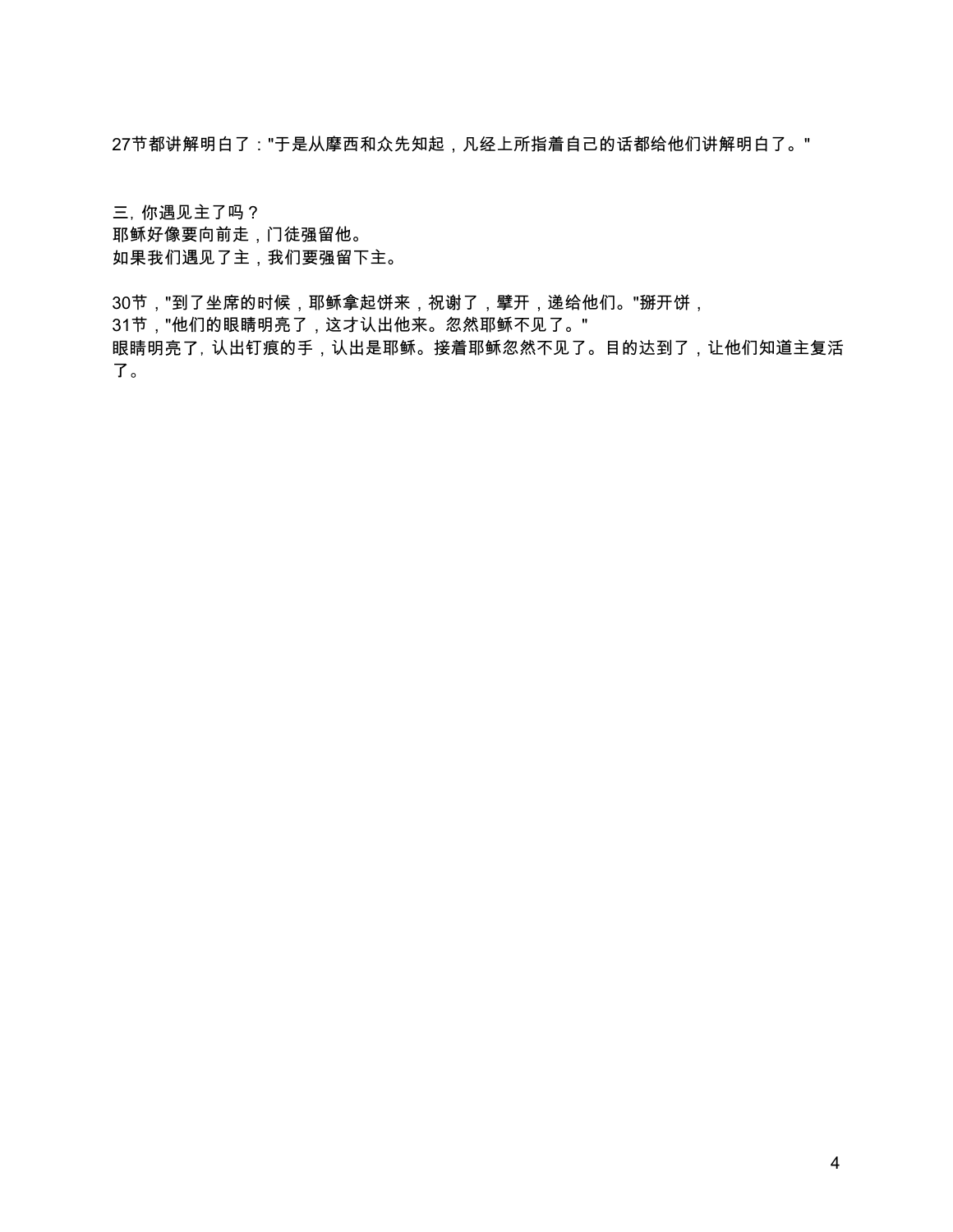27节都讲解明白了："于是从摩西和众先知起，凡经上所指着自己的话都给他们讲解明白了。"

三，你遇见主了吗？
耶稣好像要向前走，门徒强留他。
如果我们遇见了主，我们要强留下主。

30节，"到了坐席的时候，耶稣拿起饼来，祝谢了，擘开，递给他们。"掰开饼，
31节，"他们的眼睛明亮了，这才认出他来。忽然耶稣不见了。"
眼睛明亮了，认出钉痕的手，认出是耶稣。接着耶稣忽然不见了。目的达到了，让他们知道主复活了。